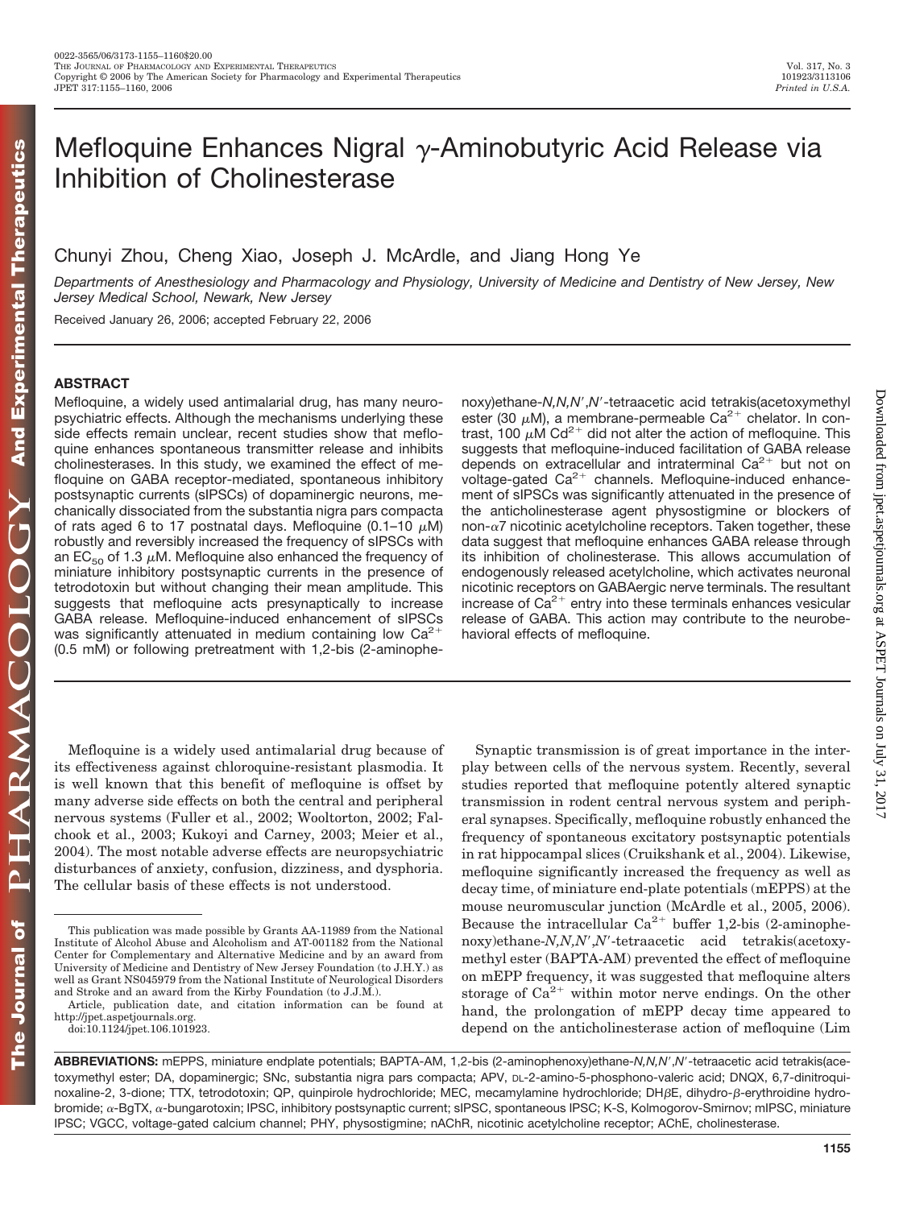# Mefloquine Enhances Nigral γ-Aminobutyric Acid Release via Inhibition of Cholinesterase

Chunyi Zhou, Cheng Xiao, Joseph J. McArdle, and Jiang Hong Ye

*Departments of Anesthesiology and Pharmacology and Physiology, University of Medicine and Dentistry of New Jersey, New Jersey Medical School, Newark, New Jersey*

Received January 26, 2006; accepted February 22, 2006

## ABSTRACT

Mefloquine, a widely used antimalarial drug, has many neuropsychiatric effects. Although the mechanisms underlying these side effects remain unclear, recent studies show that mefloquine enhances spontaneous transmitter release and inhibits cholinesterases. In this study, we examined the effect of mefloquine on GABA receptor-mediated, spontaneous inhibitory postsynaptic currents (sIPSCs) of dopaminergic neurons, mechanically dissociated from the substantia nigra pars compacta of rats aged 6 to 17 postnatal days. Mefloquine (0.1–10 μM) robustly and reversibly increased the frequency of sIPSCs with an $EC_{50}$ of 1.3 μM. Mefloquine also enhanced the frequency of miniature inhibitory postsynaptic currents in the presence of tetrodotoxin but without changing their mean amplitude. This suggests that mefloquine acts presynaptically to increase GABA release. Mefloquine-induced enhancement of sIPSCs was significantly attenuated in medium containing low $Ca^{2+}$ (0.5 mM) or following pretreatment with 1,2-bis (2-aminophenoxy)ethane-*N,N,N′,N′*-tetraacetic acid tetrakis(acetoxymethyl ester (30 μM), a membrane-permeable $Ca^{2+}$ chelator. In contrast, 100 μM $Cd^{2+}$ did not alter the action of mefloquine. This suggests that mefloquine-induced facilitation of GABA release depends on extracellular and intraterminal $Ca^{2+}$ but not on voltage-gated $Ca^{2+}$ channels. Mefloquine-induced enhancement of sIPSCs was significantly attenuated in the presence of the anticholinesterase agent physostigmine or blockers of non-α7 nicotinic acetylcholine receptors. Taken together, these data suggest that mefloquine enhances GABA release through its inhibition of cholinesterase. This allows accumulation of endogenously released acetylcholine, which activates neuronal nicotinic receptors on GABAergic nerve terminals. The resultant increase of $Ca^{2+}$ entry into these terminals enhances vesicular release of GABA. This action may contribute to the neurobehavioral effects of mefloquine.

Mefloquine is a widely used antimalarial drug because of its effectiveness against chloroquine-resistant plasmodia. It is well known that this benefit of mefloquine is offset by many adverse side effects on both the central and peripheral nervous systems (Fuller et al., 2002; Wooltorton, 2002; Falchook et al., 2003; Kukoyi and Carney, 2003; Meier et al., 2004). The most notable adverse effects are neuropsychiatric disturbances of anxiety, confusion, dizziness, and dysphoria. The cellular basis of these effects is not understood.

Synaptic transmission is of great importance in the interplay between cells of the nervous system. Recently, several studies reported that mefloquine potently altered synaptic transmission in rodent central nervous system and peripheral synapses. Specifically, mefloquine robustly enhanced the frequency of spontaneous excitatory postsynaptic potentials in rat hippocampal slices (Cruikshank et al., 2004). Likewise, mefloquine significantly increased the frequency as well as decay time, of miniature end-plate potentials (mEPPS) at the mouse neuromuscular junction (McArdle et al., 2005, 2006). Because the intracellular $Ca^{2+}$ buffer 1,2-bis (2-aminophenoxy)ethane-*N,N,N′,N′*-tetraacetic acid tetrakis(acetoxymethyl ester (BAPTA-AM) prevented the effect of mefloquine on mEPP frequency, it was suggested that mefloquine alters storage of $Ca^{2+}$ within motor nerve endings. On the other hand, the prolongation of mEPP decay time appeared to depend on the anticholinesterase action of mefloquine (Lim

---

This publication was made possible by Grants AA-11989 from the National Institute of Alcohol Abuse and Alcoholism and AT-001182 from the National Center for Complementary and Alternative Medicine and by an award from University of Medicine and Dentistry of New Jersey Foundation (to J.H.Y.) as well as Grant NS045979 from the National Institute of Neurological Disorders and Stroke and an award from the Kirby Foundation (to J.J.M.).

Article, publication date, and citation information can be found at http://jpet.aspetjournals.org.

doi:10.1124/jpet.106.101923.

**ABBREVIATIONS:** mEPPS, miniature endplate potentials; BAPTA-AM, 1,2-bis (2-aminophenoxy)ethane-*N,N,N′,N′*-tetraacetic acid tetrakis(acetoxymethyl ester; DA, dopaminergic; SNc, substantia nigra pars compacta; APV, DL-2-amino-5-phosphono-valeric acid; DNQX, 6,7-dinitroquinoxaline-2, 3-dione; TTX, tetrodotoxin; QP, quinpirole hydrochloride; MEC, mecamylamine hydrochloride; DHβE, dihydro-β-erythroidine hydrobromide; α-BgTX, α-bungarotoxin; IPSC, inhibitory postsynaptic current; sIPSC, spontaneous IPSC; K-S, Kolmogorov-Smirnov; mIPSC, miniature IPSC; VGCC, voltage-gated calcium channel; PHY, physostigmine; nAChR, nicotinic acetylcholine receptor; AChE, cholinesterase.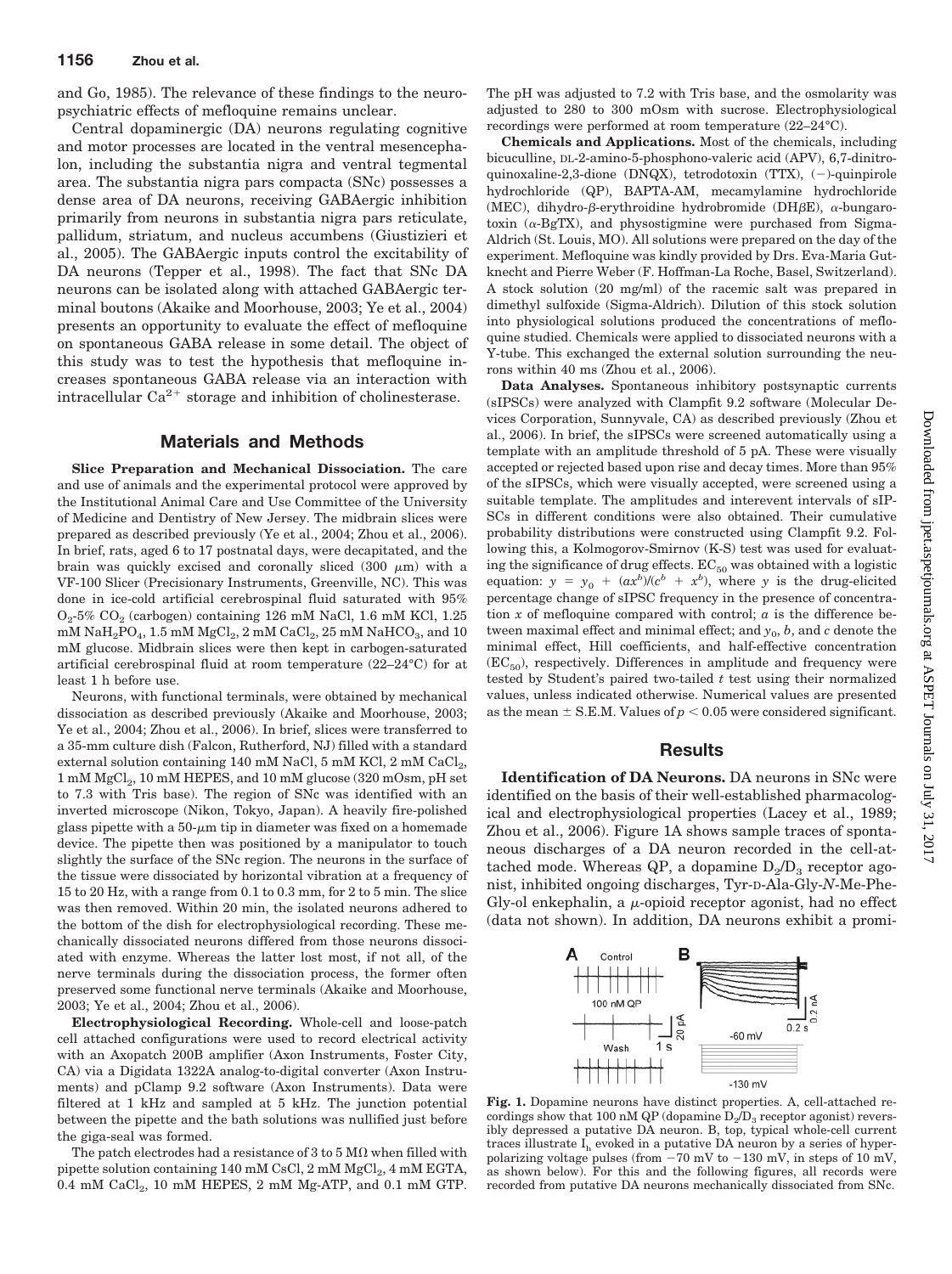and Go, 1985). The relevance of these findings to the neuropsychiatric effects of mefloquine remains unclear.

Central dopaminergic (DA) neurons regulating cognitive and motor processes are located in the ventral mesencephalon, including the substantia nigra and ventral tegmental area. The substantia nigra pars compacta (SNc) possesses a dense area of DA neurons, receiving GABAergic inhibition primarily from neurons in substantia nigra pars reticulate, pallidum, striatum, and nucleus accumbens (Giustizieri et al., 2005). The GABAergic inputs control the excitability of DA neurons (Tepper et al., 1998). The fact that SNc DA neurons can be isolated along with attached GABAergic terminal boutons (Akaike and Moorhouse, 2003; Ye et al., 2004) presents an opportunity to evaluate the effect of mefloquine on spontaneous GABA release in some detail. The object of this study was to test the hypothesis that mefloquine increases spontaneous GABA release via an interaction with intracellular $Ca^{2+}$ storage and inhibition of cholinesterase.

## Materials and Methods

**Slice Preparation and Mechanical Dissociation.** The care and use of animals and the experimental protocol were approved by the Institutional Animal Care and Use Committee of the University of Medicine and Dentistry of New Jersey. The midbrain slices were prepared as described previously (Ye et al., 2004; Zhou et al., 2006). In brief, rats, aged 6 to 17 postnatal days, were decapitated, and the brain was quickly excised and coronally sliced (300 μm) with a VF-100 Slicer (Precisionary Instruments, Greenville, NC). This was done in ice-cold artificial cerebrospinal fluid saturated with 95% $O_2$-5% $CO_2$ (carbogen) containing 126 mM NaCl, 1.6 mM KCl, 1.25 mM $NaH_2PO_4$, 1.5 mM $MgCl_2$, 2 mM $CaCl_2$, 25 mM $NaHCO_3$, and 10 mM glucose. Midbrain slices were then kept in carbogen-saturated artificial cerebrospinal fluid at room temperature (22–24°C) for at least 1 h before use.

Neurons, with functional terminals, were obtained by mechanical dissociation as described previously (Akaike and Moorhouse, 2003; Ye et al., 2004; Zhou et al., 2006). In brief, slices were transferred to a 35-mm culture dish (Falcon, Rutherford, NJ) filled with a standard external solution containing 140 mM NaCl, 5 mM KCl, 2 mM $CaCl_2$, 1 mM $MgCl_2$, 10 mM HEPES, and 10 mM glucose (320 mOsm, pH set to 7.3 with Tris base). The region of SNc was identified with an inverted microscope (Nikon, Tokyo, Japan). A heavily fire-polished glass pipette with a 50-μm tip in diameter was fixed on a homemade device. The pipette then was positioned by a manipulator to touch slightly the surface of the SNc region. The neurons in the surface of the tissue were dissociated by horizontal vibration at a frequency of 15 to 20 Hz, with a range from 0.1 to 0.3 mm, for 2 to 5 min. The slice was then removed. Within 20 min, the isolated neurons adhered to the bottom of the dish for electrophysiological recording. These mechanically dissociated neurons differed from those neurons dissociated with enzyme. Whereas the latter lost most, if not all, of the nerve terminals during the dissociation process, the former often preserved some functional nerve terminals (Akaike and Moorhouse, 2003; Ye et al., 2004; Zhou et al., 2006).

**Electrophysiological Recording.** Whole-cell and loose-patch cell attached configurations were used to record electrical activity with an Axopatch 200B amplifier (Axon Instruments, Foster City, CA) via a Digidata 1322A analog-to-digital converter (Axon Instruments) and pClamp 9.2 software (Axon Instruments). Data were filtered at 1 kHz and sampled at 5 kHz. The junction potential between the pipette and the bath solutions was nullified just before the giga-seal was formed.

The patch electrodes had a resistance of 3 to 5 MΩ when filled with pipette solution containing 140 mM CsCl, 2 mM $MgCl_2$, 4 mM EGTA, 0.4 mM $CaCl_2$, 10 mM HEPES, 2 mM Mg-ATP, and 0.1 mM GTP. The pH was adjusted to 7.2 with Tris base, and the osmolarity was adjusted to 280 to 300 mOsm with sucrose. Electrophysiological recordings were performed at room temperature (22–24°C).

**Chemicals and Applications.** Most of the chemicals, including bicuculline, DL-2-amino-5-phosphono-valeric acid (APV), 6,7-dinitroquinoxaline-2,3-dione (DNQX), tetrodotoxin (TTX), (−)-quinpirole hydrochloride (QP), BAPTA-AM, mecamylamine hydrochloride (MEC), dihydro-β-erythroidine hydrobromide (DHβE), α-bungarotoxin (α-BgTX), and physostigmine were purchased from Sigma-Aldrich (St. Louis, MO). All solutions were prepared on the day of the experiment. Mefloquine was kindly provided by Drs. Eva-Maria Gutknecht and Pierre Weber (F. Hoffman-La Roche, Basel, Switzerland). A stock solution (20 mg/ml) of the racemic salt was prepared in dimethyl sulfoxide (Sigma-Aldrich). Dilution of this stock solution into physiological solutions produced the concentrations of mefloquine studied. Chemicals were applied to dissociated neurons with a Y-tube. This exchanged the external solution surrounding the neurons within 40 ms (Zhou et al., 2006).

**Data Analyses.** Spontaneous inhibitory postsynaptic currents (sIPSCs) were analyzed with Clampfit 9.2 software (Molecular Devices Corporation, Sunnyvale, CA) as described previously (Zhou et al., 2006). In brief, the sIPSCs were screened automatically using a template with an amplitude threshold of 5 pA. These were visually accepted or rejected based upon rise and decay times. More than 95% of the sIPSCs, which were visually accepted, were screened using a suitable template. The amplitudes and interevent intervals of sIPSCs in different conditions were also obtained. Their cumulative probability distributions were constructed using Clampfit 9.2. Following this, a Kolmogorov-Smirnov (K-S) test was used for evaluating the significance of drug effects. $EC_{50}$ was obtained with a logistic equation: $y = y_0 + (ax^b)/(c^b + x^b)$, where $y$ is the drug-elicited percentage change of sIPSC frequency in the presence of concentration $x$ of mefloquine compared with control; $a$ is the difference between maximal effect and minimal effect; and $y_0$, $b$, and $c$ denote the minimal effect, Hill coefficients, and half-effective concentration ($EC_{50}$), respectively. Differences in amplitude and frequency were tested by Student's paired two-tailed $t$ test using their normalized values, unless indicated otherwise. Numerical values are presented as the mean ± S.E.M. Values of $p < 0.05$ were considered significant.

## Results

**Identification of DA Neurons.** DA neurons in SNc were identified on the basis of their well-established pharmacological and electrophysiological properties (Lacey et al., 1989; Zhou et al., 2006). Figure 1A shows sample traces of spontaneous discharges of a DA neuron recorded in the cell-attached mode. Whereas QP, a dopamine $D_2/D_3$ receptor agonist, inhibited ongoing discharges, Tyr-D-Ala-Gly-*N*-Me-Phe-Gly-ol enkephalin, a μ-opioid receptor agonist, had no effect (data not shown). In addition, DA neurons exhibit a promi-

**Fig. 1.** Dopamine neurons have distinct properties. A, cell-attached recordings show that 100 nM QP (dopamine $D_2/D_3$ receptor agonist) reversibly depressed a putative DA neuron. B, top, typical whole-cell current traces illustrate $I_h$ evoked in a putative DA neuron by a series of hyperpolarizing voltage pulses (from −70 mV to −130 mV, in steps of 10 mV, as shown below). For this and the following figures, all records were recorded from putative DA neurons mechanically dissociated from SNc.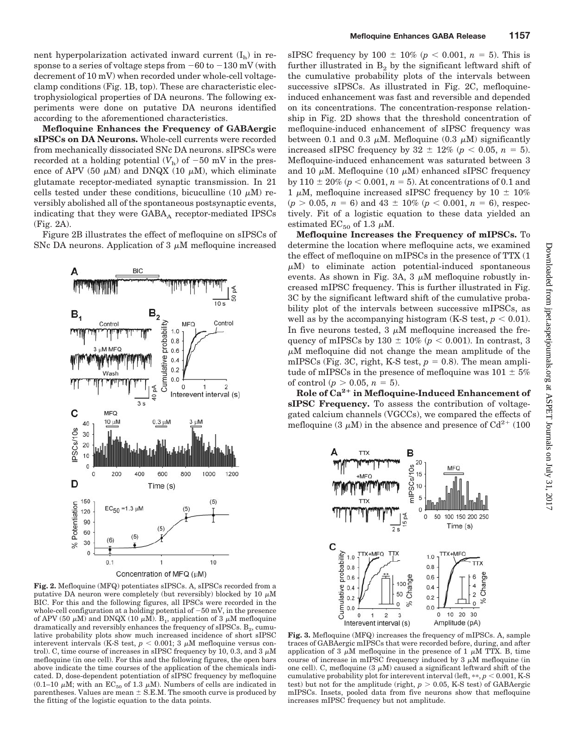nent hyperpolarization activated inward current ($I_h$) in response to a series of voltage steps from −60 to −130 mV (with decrement of 10 mV) when recorded under whole-cell voltage-clamp conditions (Fig. 1B, top). These are characteristic electrophysiological properties of DA neurons. The following experiments were done on putative DA neurons identified according to the aforementioned characteristics.

**Mefloquine Enhances the Frequency of GABAergic sIPSCs on DA Neurons.** Whole-cell currents were recorded from mechanically dissociated SNc DA neurons. sIPSCs were recorded at a holding potential ($V_h$) of −50 mV in the presence of APV (50 μM) and DNQX (10 μM), which eliminate glutamate receptor-mediated synaptic transmission. In 21 cells tested under these conditions, bicuculline (10 μM) reversibly abolished all of the spontaneous postsynaptic events, indicating that they were $GABA_A$ receptor-mediated IPSCs (Fig. 2A).

Figure 2B illustrates the effect of mefloquine on sIPSCs of SNc DA neurons. Application of 3 μM mefloquine increased sIPSC frequency by 100 ± 10% ($p < 0.001$, $n = 5$). This is further illustrated in $B_2$ by the significant leftward shift of the cumulative probability plots of the intervals between successive sIPSCs. As illustrated in Fig. 2C, mefloquine-induced enhancement was fast and reversible and depended on its concentrations. The concentration-response relationship in Fig. 2D shows that the threshold concentration of mefloquine-induced enhancement of sIPSC frequency was between 0.1 and 0.3 μM. Mefloquine (0.3 μM) significantly increased sIPSC frequency by 32 ± 12% ($p < 0.05$, $n = 5$). Mefloquine-induced enhancement was saturated between 3 and 10 μM. Mefloquine (10 μM) enhanced sIPSC frequency by 110 ± 20% ($p < 0.001$, $n = 5$). At concentrations of 0.1 and 1 μM, mefloquine increased sIPSC frequency by 10 ± 10% ($p > 0.05$, $n = 6$) and 43 ± 10% ($p < 0.001$, $n = 6$), respectively. Fit of a logistic equation to these data yielded an estimated $EC_{50}$ of 1.3 μM.

Fig. 2. Mefloquine (MFQ) potentiates sIPSCs. A, sIPSCs recorded from a putative DA neuron were completely (but reversibly) blocked by 10 μM BIC. For this and the following figures, all IPSCs were recorded in the whole-cell configuration at a holding potential of −50 mV, in the presence of APV (50 μM) and DNQX (10 μM). $B_1$, application of 3 μM mefloquine dramatically and reversibly enhances the frequency of sIPSCs. $B_2$, cumulative probability plots show much increased incidence of short sIPSC interevent intervals (K-S test, $p < 0.001$; 3 μM mefloquine versus control). C, time course of increases in sIPSC frequency by 10, 0.3, and 3 μM mefloquine (in one cell). For this and the following figures, the open bars above indicate the time courses of the application of the chemicals indicated. D, dose-dependent potentiation of sIPSC frequency by mefloquine (0.1–10 μM; with an $EC_{50}$ of 1.3 μM). Numbers of cells are indicated in parentheses. Values are mean ± S.E.M. The smooth curve is produced by the fitting of the logistic equation to the data points.

**Mefloquine Increases the Frequency of mIPSCs.** To determine the location where mefloquine acts, we examined the effect of mefloquine on mIPSCs in the presence of TTX (1 μM) to eliminate action potential-induced spontaneous events. As shown in Fig. 3A, 3 μM mefloquine robustly increased mIPSC frequency. This is further illustrated in Fig. 3C by the significant leftward shift of the cumulative probability plot of the intervals between successive mIPSCs, as well as by the accompanying histogram (K-S test, $p < 0.01$). In five neurons tested, 3 μM mefloquine increased the frequency of mIPSCs by 130 ± 10% ($p < 0.001$). In contrast, 3 μM mefloquine did not change the mean amplitude of the mIPSCs (Fig. 3C, right, K-S test, $p = 0.8$). The mean amplitude of mIPSCs in the presence of mefloquine was 101 ± 5% of control ($p > 0.05$, $n = 5$).

**Role of $Ca^{2+}$ in Mefloquine-Induced Enhancement of sIPSC Frequency.** To assess the contribution of voltage-gated calcium channels (VGCCs), we compared the effects of mefloquine (3 μM) in the absence and presence of $Cd^{2+}$ (100

Fig. 3. Mefloquine (MFQ) increases the frequency of mIPSCs. A, sample traces of GABAergic mIPSCs that were recorded before, during, and after application of 3 μM mefloquine in the presence of 1 μM TTX. B, time course of increase in mIPSC frequency induced by 3 μM mefloquine (in one cell). C, mefloquine (3 μM) caused a significant leftward shift of the cumulative probability plot for interevent interval (left, **, $p < 0.001$, K-S test) but not for the amplitude (right, $p > 0.05$, K-S test) of GABAergic mIPSCs. Insets, pooled data from five neurons show that mefloquine increases mIPSC frequency but not amplitude.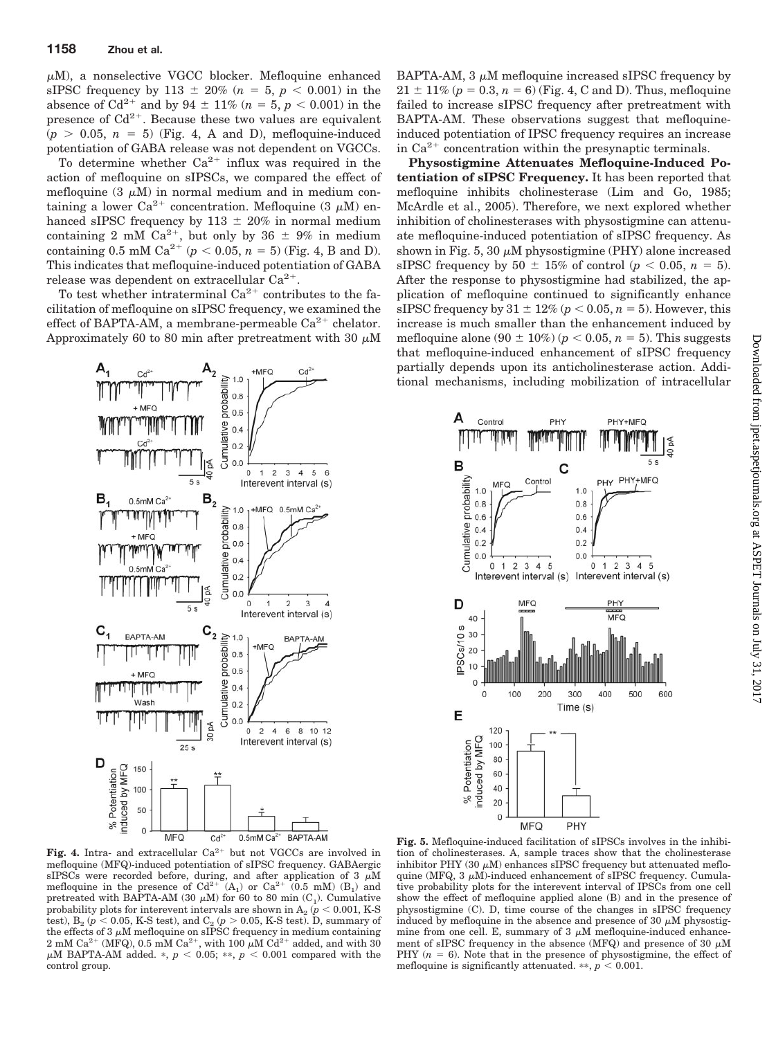μM), a nonselective VGCC blocker. Mefloquine enhanced sIPSC frequency by 113 ± 20% ($n = 5$, $p < 0.001$) in the absence of $Cd^{2+}$ and by 94 ± 11% ($n = 5$, $p < 0.001$) in the presence of $Cd^{2+}$. Because these two values are equivalent ($p > 0.05$, $n = 5$) (Fig. 4, A and D), mefloquine-induced potentiation of GABA release was not dependent on VGCCs.

To determine whether $Ca^{2+}$ influx was required in the action of mefloquine on sIPSCs, we compared the effect of mefloquine (3 μM) in normal medium and in medium containing a lower $Ca^{2+}$ concentration. Mefloquine (3 μM) enhanced sIPSC frequency by 113 ± 20% in normal medium containing 2 mM $Ca^{2+}$, but only by 36 ± 9% in medium containing 0.5 mM $Ca^{2+}$ ($p < 0.05$, $n = 5$) (Fig. 4, B and D). This indicates that mefloquine-induced potentiation of GABA release was dependent on extracellular $Ca^{2+}$.

To test whether intraterminal $Ca^{2+}$ contributes to the facilitation of mefloquine on sIPSC frequency, we examined the effect of BAPTA-AM, a membrane-permeable $Ca^{2+}$ chelator. Approximately 60 to 80 min after pretreatment with 30 μM BAPTA-AM, 3 μM mefloquine increased sIPSC frequency by 21 ± 11% ($p = 0.3$, $n = 6$) (Fig. 4, C and D). Thus, mefloquine failed to increase sIPSC frequency after pretreatment with BAPTA-AM. These observations suggest that mefloquine-induced potentiation of IPSC frequency requires an increase in $Ca^{2+}$ concentration within the presynaptic terminals.

**Fig. 4.** Intra- and extracellular $Ca^{2+}$ but not VGCCs are involved in mefloquine (MFQ)-induced potentiation of sIPSC frequency. GABAergic sIPSCs were recorded before, during, and after application of 3 μM mefloquine in the presence of $Cd^{2+}$ ($A_1$) or $Ca^{2+}$ (0.5 mM) ($B_1$) and pretreated with BAPTA-AM (30 μM) for 60 to 80 min ($C_1$). Cumulative probability plots for interevent intervals are shown in $A_2$ ($p < 0.001$, K-S test), $B_2$ ($p < 0.05$, K-S test), and $C_2$ ($p > 0.05$, K-S test). D, summary of the effects of 3 μM mefloquine on sIPSC frequency in medium containing 2 mM $Ca^{2+}$ (MFQ), 0.5 mM $Ca^{2+}$, with 100 μM $Cd^{2+}$ added, and with 30 μM BAPTA-AM added. *, $p < 0.05$; **, $p < 0.001$ compared with the control group.

**Physostigmine Attenuates Mefloquine-Induced Potentiation of sIPSC Frequency.** It has been reported that mefloquine inhibits cholinesterase (Lim and Go, 1985; McArdle et al., 2005). Therefore, we next explored whether inhibition of cholinesterases with physostigmine can attenuate mefloquine-induced potentiation of sIPSC frequency. As shown in Fig. 5, 30 μM physostigmine (PHY) alone increased sIPSC frequency by 50 ± 15% of control ($p < 0.05$, $n = 5$). After the response to physostigmine had stabilized, the application of mefloquine continued to significantly enhance sIPSC frequency by 31 ± 12% ($p < 0.05$, $n = 5$). However, this increase is much smaller than the enhancement induced by mefloquine alone (90 ± 10%) ($p < 0.05$, $n = 5$). This suggests that mefloquine-induced enhancement of sIPSC frequency partially depends upon its anticholinesterase action. Additional mechanisms, including mobilization of intracellular

**Fig. 5.** Mefloquine-induced facilitation of sIPSCs involves in the inhibition of cholinesterases. A, sample traces show that the cholinesterase inhibitor PHY (30 μM) enhances sIPSC frequency but attenuated mefloquine (MFQ, 3 μM)-induced enhancement of sIPSC frequency. Cumulative probability plots for the interevent interval of IPSCs from one cell show the effect of mefloquine applied alone (B) and in the presence of physostigmine (C). D, time course of the changes in sIPSC frequency induced by mefloquine in the absence and presence of 30 μM physostigmine from one cell. E, summary of 3 μM mefloquine-induced enhancement of sIPSC frequency in the absence (MFQ) and presence of 30 μM PHY ($n = 6$). Note that in the presence of physostigmine, the effect of mefloquine is significantly attenuated. **, $p < 0.001$.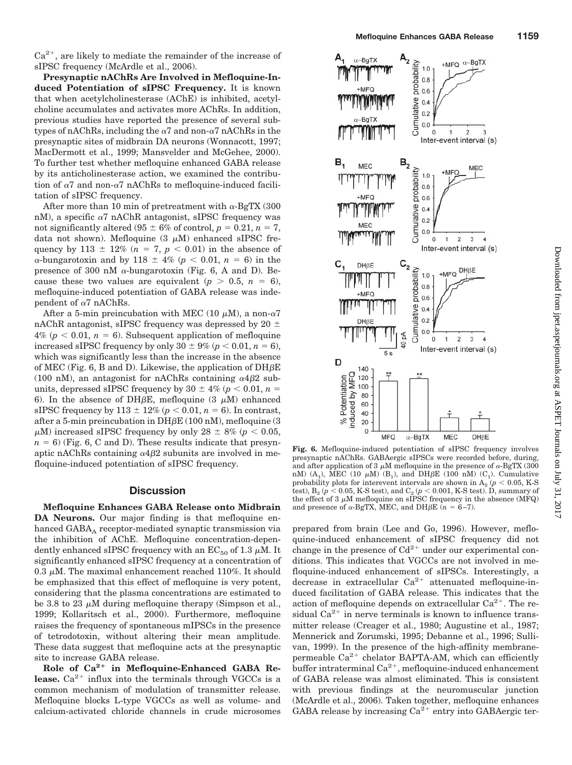$Ca^{2+}$, are likely to mediate the remainder of the increase of sIPSC frequency (McArdle et al., 2006).

**Presynaptic nAChRs Are Involved in Mefloquine-Induced Potentiation of sIPSC Frequency.** It is known that when acetylcholinesterase (AChE) is inhibited, acetylcholine accumulates and activates more AChRs. In addition, previous studies have reported the presence of several subtypes of nAChRs, including the α7 and non-α7 nAChRs in the presynaptic sites of midbrain DA neurons (Wonnacott, 1997; MacDermott et al., 1999; Mansvelder and McGehee, 2000). To further test whether mefloquine enhanced GABA release by its anticholinesterase action, we examined the contribution of α7 and non-α7 nAChRs to mefloquine-induced facilitation of sIPSC frequency.

After more than 10 min of pretreatment with α-BgTX (300 nM), a specific α7 nAChR antagonist, sIPSC frequency was not significantly altered (95 ± 6% of control, $p = 0.21$, $n = 7$, data not shown). Mefloquine (3 μM) enhanced sIPSC frequency by 113 ± 12% ($n = 7$, $p < 0.01$) in the absence of α-bungarotoxin and by 118 ± 4% ($p < 0.01$, $n = 6$) in the presence of 300 nM α-bungarotoxin (Fig. 6, A and D). Because these two values are equivalent ($p > 0.5$, $n = 6$), mefloquine-induced potentiation of GABA release was independent of α7 nAChRs.

After a 5-min preincubation with MEC (10 μM), a non-α7 nAChR antagonist, sIPSC frequency was depressed by 20 ± 4% ($p < 0.01$, $n = 6$). Subsequent application of mefloquine increased sIPSC frequency by only 30 ± 9% ($p < 0.01$, $n = 6$), which was significantly less than the increase in the absence of MEC (Fig. 6, B and D). Likewise, the application of DHβE (100 nM), an antagonist for nAChRs containing α4β2 subunits, depressed sIPSC frequency by 30 ± 4% ($p < 0.01$, $n = 6$). In the absence of DHβE, mefloquine (3 μM) enhanced sIPSC frequency by 113 ± 12% ($p < 0.01$, $n = 6$). In contrast, after a 5-min preincubation in DHβE (100 nM), mefloquine (3 μM) increased sIPSC frequency by only 28 ± 8% ($p < 0.05$, $n = 6$) (Fig. 6, C and D). These results indicate that presynaptic nAChRs containing α4β2 subunits are involved in mefloquine-induced potentiation of sIPSC frequency.

## Discussion

**Mefloquine Enhances GABA Release onto Midbrain DA Neurons.** Our major finding is that mefloquine enhanced $GABA_A$ receptor-mediated synaptic transmission via the inhibition of AChE. Mefloquine concentration-dependently enhanced sIPSC frequency with an $EC_{50}$ of 1.3 μM. It significantly enhanced sIPSC frequency at a concentration of 0.3 μM. The maximal enhancement reached 110%. It should be emphasized that this effect of mefloquine is very potent, considering that the plasma concentrations are estimated to be 3.8 to 23 μM during mefloquine therapy (Simpson et al., 1999; Kollaritsch et al., 2000). Furthermore, mefloquine raises the frequency of spontaneous mIPSCs in the presence of tetrodotoxin, without altering their mean amplitude. These data suggest that mefloquine acts at the presynaptic site to increase GABA release.

**Role of $Ca^{2+}$ in Mefloquine-Enhanced GABA Release.** $Ca^{2+}$ influx into the terminals through VGCCs is a common mechanism of modulation of transmitter release. Mefloquine blocks L-type VGCCs as well as volume- and calcium-activated chloride channels in crude microsomes prepared from brain (Lee and Go, 1996). However, mefloquine-induced enhancement of sIPSC frequency did not change in the presence of $Cd^{2+}$ under our experimental conditions. This indicates that VGCCs are not involved in mefloquine-induced enhancement of sIPSCs. Interestingly, a decrease in extracellular $Ca^{2+}$ attenuated mefloquine-induced facilitation of GABA release. This indicates that the action of mefloquine depends on extracellular $Ca^{2+}$. The residual $Ca^{2+}$ in nerve terminals is known to influence transmitter release (Creager et al., 1980; Augustine et al., 1987; Mennerick and Zorumski, 1995; Debanne et al., 1996; Sullivan, 1999). In the presence of the high-affinity membrane-permeable $Ca^{2+}$ chelator BAPTA-AM, which can efficiently buffer intraterminal $Ca^{2+}$, mefloquine-induced enhancement of GABA release was almost eliminated. This is consistent with previous findings at the neuromuscular junction (McArdle et al., 2006). Taken together, mefloquine enhances GABA release by increasing $Ca^{2+}$ entry into GABAergic ter-

**Fig. 6.** Mefloquine-induced potentiation of sIPSC frequency involves presynaptic nAChRs. GABAergic sIPSCs were recorded before, during, and after application of 3 μM mefloquine in the presence of α-BgTX (300 nM) ($A_1$), MEC (10 μM) ($B_1$), and DHβE (100 nM) ($C_1$). Cumulative probability plots for interevent intervals are shown in $A_2$ ($p < 0.05$, K-S test), $B_2$ ($p < 0.05$, K-S test), and $C_2$ ($p < 0.001$, K-S test). D, summary of the effect of 3 μM mefloquine on sIPSC frequency in the absence (MFQ) and presence of α-BgTX, MEC, and DHβE ($n = 6$–$7$).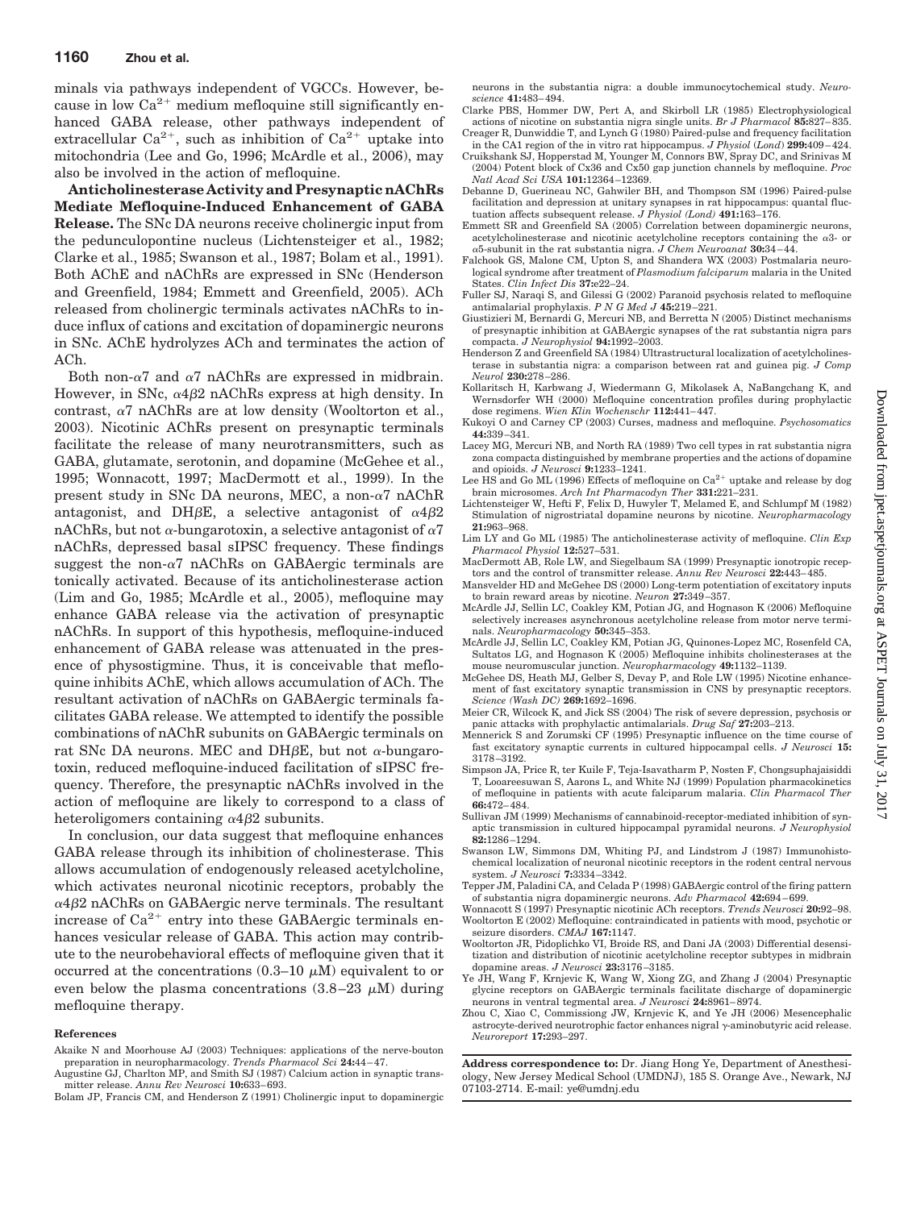minals via pathways independent of VGCCs. However, because in low $Ca^{2+}$ medium mefloquine still significantly enhanced GABA release, other pathways independent of extracellular $Ca^{2+}$, such as inhibition of $Ca^{2+}$ uptake into mitochondria (Lee and Go, 1996; McArdle et al., 2006), may also be involved in the action of mefloquine.

**Anticholinesterase Activity and Presynaptic nAChRs Mediate Mefloquine-Induced Enhancement of GABA Release.** The SNc DA neurons receive cholinergic input from the pedunculopontine nucleus (Lichtensteiger et al., 1982; Clarke et al., 1985; Swanson et al., 1987; Bolam et al., 1991). Both AChE and nAChRs are expressed in SNc (Henderson and Greenfield, 1984; Emmett and Greenfield, 2005). ACh released from cholinergic terminals activates nAChRs to induce influx of cations and excitation of dopaminergic neurons in SNc. AChE hydrolyzes ACh and terminates the action of ACh.

Both non-$\alpha 7$ and $\alpha 7$ nAChRs are expressed in midbrain. However, in SNc, $\alpha 4\beta 2$ nAChRs express at high density. In contrast, $\alpha 7$ nAChRs are at low density (Wooltorton et al., 2003). Nicotinic AChRs present on presynaptic terminals facilitate the release of many neurotransmitters, such as GABA, glutamate, serotonin, and dopamine (McGehee et al., 1995; Wonnacott, 1997; MacDermott et al., 1999). In the present study in SNc DA neurons, MEC, a non-$\alpha 7$ nAChR antagonist, and DH$\beta$E, a selective antagonist of $\alpha 4\beta 2$ nAChRs, but not $\alpha$-bungarotoxin, a selective antagonist of $\alpha 7$ nAChRs, depressed basal sIPSC frequency. These findings suggest the non-$\alpha 7$ nAChRs on GABAergic terminals are tonically activated. Because of its anticholinesterase action (Lim and Go, 1985; McArdle et al., 2005), mefloquine may enhance GABA release via the activation of presynaptic nAChRs. In support of this hypothesis, mefloquine-induced enhancement of GABA release was attenuated in the presence of physostigmine. Thus, it is conceivable that mefloquine inhibits AChE, which allows accumulation of ACh. The resultant activation of nAChRs on GABAergic terminals facilitates GABA release. We attempted to identify the possible combinations of nAChR subunits on GABAergic terminals on rat SNc DA neurons. MEC and DH$\beta$E, but not $\alpha$-bungarotoxin, reduced mefloquine-induced facilitation of sIPSC frequency. Therefore, the presynaptic nAChRs involved in the action of mefloquine are likely to correspond to a class of heteroligomers containing $\alpha 4\beta 2$ subunits.

In conclusion, our data suggest that mefloquine enhances GABA release through its inhibition of cholinesterase. This allows accumulation of endogenously released acetylcholine, which activates neuronal nicotinic receptors, probably the $\alpha 4\beta 2$ nAChRs on GABAergic nerve terminals. The resultant increase of $Ca^{2+}$ entry into these GABAergic terminals enhances vesicular release of GABA. This action may contribute to the neurobehavioral effects of mefloquine given that it occurred at the concentrations (0.3–10 $\mu$M) equivalent to or even below the plasma concentrations (3.8–23 $\mu$M) during mefloquine therapy.

## References

Akaike N and Moorhouse AJ (2003) Techniques: applications of the nerve-bouton preparation in neuropharmacology. *Trends Pharmacol Sci* **24:**44–47.

Augustine GJ, Charlton MP, and Smith SJ (1987) Calcium action in synaptic transmitter release. *Annu Rev Neurosci* **10:**633–693.

Bolam JP, Francis CM, and Henderson Z (1991) Cholinergic input to dopaminergic neurons in the substantia nigra: a double immunocytochemical study. *Neuroscience* **41:**483–494.

Clarke PBS, Hommer DW, Pert A, and Skirboll LR (1985) Electrophysiological actions of nicotine on substantia nigra single units. *Br J Pharmacol* **85:**827–835.

Creager R, Dunwiddie T, and Lynch G (1980) Paired-pulse and frequency facilitation in the CA1 region of the in vitro rat hippocampus. *J Physiol (Lond)* **299:**409–424.

Cruikshank SJ, Hopperstad M, Younger M, Connors BW, Spray DC, and Srinivas M (2004) Potent block of Cx36 and Cx50 gap junction channels by mefloquine. *Proc Natl Acad Sci USA* **101:**12364–12369.

Debanne D, Guerineau NC, Gahwiler BH, and Thompson SM (1996) Paired-pulse facilitation and depression at unitary synapses in rat hippocampus: quantal fluctuation affects subsequent release. *J Physiol (Lond)* **491:**163–176.

Emmett SR and Greenfield SA (2005) Correlation between dopaminergic neurons, acetylcholinesterase and nicotinic acetylcholine receptors containing the $\alpha$3- or $\alpha$5-subunit in the rat substantia nigra. *J Chem Neuroanat* **30:**34–44.

Falchook GS, Malone CM, Upton S, and Shandera WX (2003) Postmalaria neurological syndrome after treatment of *Plasmodium falciparum* malaria in the United States. *Clin Infect Dis* **37:**e22–24.

Fuller SJ, Naraqi S, and Gilessi G (2002) Paranoid psychosis related to mefloquine antimalarial prophylaxis. *P N G Med J* **45:**219–221.

Giustizieri M, Bernardi G, Mercuri NB, and Berretta N (2005) Distinct mechanisms of presynaptic inhibition at GABAergic synapses of the rat substantia nigra pars compacta. *J Neurophysiol* **94:**1992–2003.

Henderson Z and Greenfield SA (1984) Ultrastructural localization of acetylcholinesterase in substantia nigra: a comparison between rat and guinea pig. *J Comp Neurol* **230:**278–286.

Kollaritsch H, Karbwang J, Wiedermann G, Mikolasek A, NaBangchang K, and Wernsdorfer WH (2000) Mefloquine concentration profiles during prophylactic dose regimens. *Wien Klin Wochenschr* **112:**441–447.

Kukoyi O and Carney CP (2003) Curses, madness and mefloquine. *Psychosomatics* **44:**339–341.

Lacey MG, Mercuri NB, and North RA (1989) Two cell types in rat substantia nigra zona compacta distinguished by membrane properties and the actions of dopamine and opioids. *J Neurosci* **9:**1233–1241.

Lee HS and Go ML (1996) Effects of mefloquine on $Ca^{2+}$ uptake and release by dog brain microsomes. *Arch Int Pharmacodyn Ther* **331:**221–231.

Lichtensteiger W, Hefti F, Felix D, Huwyler T, Melamed E, and Schlumpf M (1982) Stimulation of nigrostriatal dopamine neurons by nicotine. *Neuropharmacology* **21:**963–968.

Lim LY and Go ML (1985) The anticholinesterase activity of mefloquine. *Clin Exp Pharmacol Physiol* **12:**527–531.

MacDermott AB, Role LW, and Siegelbaum SA (1999) Presynaptic ionotropic receptors and the control of transmitter release. *Annu Rev Neurosci* **22:**443–485.

Mansvelder HD and McGehee DS (2000) Long-term potentiation of excitatory inputs to brain reward areas by nicotine. *Neuron* **27:**349–357.

McArdle JJ, Sellin LC, Coakley KM, Potian JG, and Hognason K (2006) Mefloquine selectively increases asynchronous acetylcholine release from motor nerve terminals. *Neuropharmacology* **50:**345–353.

McArdle JJ, Sellin LC, Coakley KM, Potian JG, Quinones-Lopez MC, Rosenfeld CA, Sultatos LG, and Hognason K (2005) Mefloquine inhibits cholinesterases at the mouse neuromuscular junction. *Neuropharmacology* **49:**1132–1139.

McGehee DS, Heath MJ, Gelber S, Devay P, and Role LW (1995) Nicotine enhancement of fast excitatory synaptic transmission in CNS by presynaptic receptors. *Science (Wash DC)* **269:**1692–1696.

Meier CR, Wilcock K, and Jick SS (2004) The risk of severe depression, psychosis or panic attacks with prophylactic antimalarials. *Drug Saf* **27:**203–213.

Mennerick S and Zorumski CF (1995) Presynaptic influence on the time course of fast excitatory synaptic currents in cultured hippocampal cells. *J Neurosci* **15:**3178–3192.

Simpson JA, Price R, ter Kuile F, Teja-Isavatharm P, Nosten F, Chongsuphajaisiddi T, Looareesuwan S, Aarons L, and White NJ (1999) Population pharmacokinetics of mefloquine in patients with acute falciparum malaria. *Clin Pharmacol Ther* **66:**472–484.

Sullivan JM (1999) Mechanisms of cannabinoid-receptor-mediated inhibition of synaptic transmission in cultured hippocampal pyramidal neurons. *J Neurophysiol* **82:**1286–1294.

Swanson LW, Simmons DM, Whiting PJ, and Lindstrom J (1987) Immunohistochemical localization of neuronal nicotinic receptors in the rodent central nervous system. *J Neurosci* **7:**3334–3342.

Tepper JM, Paladini CA, and Celada P (1998) GABAergic control of the firing pattern of substantia nigra dopaminergic neurons. *Adv Pharmacol* **42:**694–699.

Wonnacott S (1997) Presynaptic nicotinic ACh receptors. *Trends Neurosci* **20:**92–98.

Wooltorton E (2002) Mefloquine: contraindicated in patients with mood, psychotic or seizure disorders. *CMAJ* **167:**1147.

Wooltorton JR, Pidoplichko VI, Broide RS, and Dani JA (2003) Differential desensitization and distribution of nicotinic acetylcholine receptor subtypes in midbrain dopamine areas. *J Neurosci* **23:**3176–3185.

Ye JH, Wang F, Krnjevic K, Wang W, Xiong ZG, and Zhang J (2004) Presynaptic glycine receptors on GABAergic terminals facilitate discharge of dopaminergic neurons in ventral tegmental area. *J Neurosci* **24:**8961–8974.

Zhou C, Xiao C, Commissiong JW, Krnjevic K, and Ye JH (2006) Mesencephalic astrocyte-derived neurotrophic factor enhances nigral $\gamma$-aminobutyric acid release. *Neuroreport* **17:**293–297.

**Address correspondence to:** Dr. Jiang Hong Ye, Department of Anesthesiology, New Jersey Medical School (UMDNJ), 185 S. Orange Ave., Newark, NJ 07103-2714. E-mail: ye@umdnj.edu